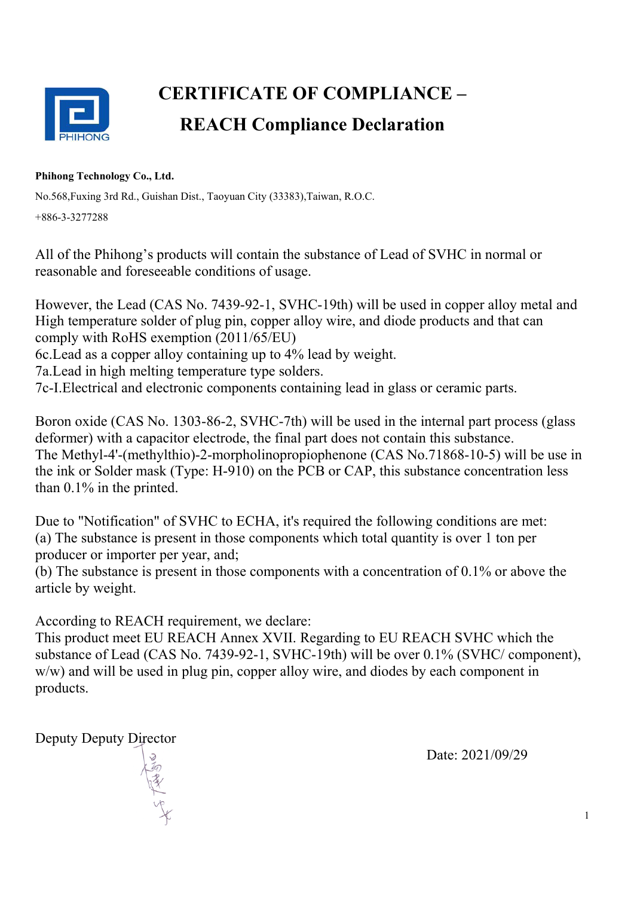# CERTIFICATE OF COMPLIANCE –
# REACH Compliance Declaration

**Phihong Technology Co., Ltd.**

No.568,Fuxing 3rd Rd., Guishan Dist., Taoyuan City (33383),Taiwan, R.O.C.

+886-3-3277288

All of the Phihong's products will contain the substance of Lead of SVHC in normal or reasonable and foreseeable conditions of usage.

However, the Lead (CAS No. 7439-92-1, SVHC-19th) will be used in copper alloy metal and High temperature solder of plug pin, copper alloy wire, and diode products and that can comply with RoHS exemption (2011/65/EU)
6c.Lead as a copper alloy containing up to 4% lead by weight.
7a.Lead in high melting temperature type solders.
7c-I.Electrical and electronic components containing lead in glass or ceramic parts.

Boron oxide (CAS No. 1303-86-2, SVHC-7th) will be used in the internal part process (glass deformer) with a capacitor electrode, the final part does not contain this substance.
The Methyl-4'-(methylthio)-2-morpholinopropiophenone (CAS No.71868-10-5) will be use in the ink or Solder mask (Type: H-910) on the PCB or CAP, this substance concentration less than 0.1% in the printed.

Due to "Notification" of SVHC to ECHA, it's required the following conditions are met:
(a) The substance is present in those components which total quantity is over 1 ton per producer or importer per year, and;
(b) The substance is present in those components with a concentration of 0.1% or above the article by weight.

According to REACH requirement, we declare:
This product meet EU REACH Annex XVII. Regarding to EU REACH SVHC which the substance of Lead (CAS No. 7439-92-1, SVHC-19th) will be over 0.1% (SVHC/ component), w/w) and will be used in plug pin, copper alloy wire, and diodes by each component in products.

Deputy Deputy Director

Date: 2021/09/29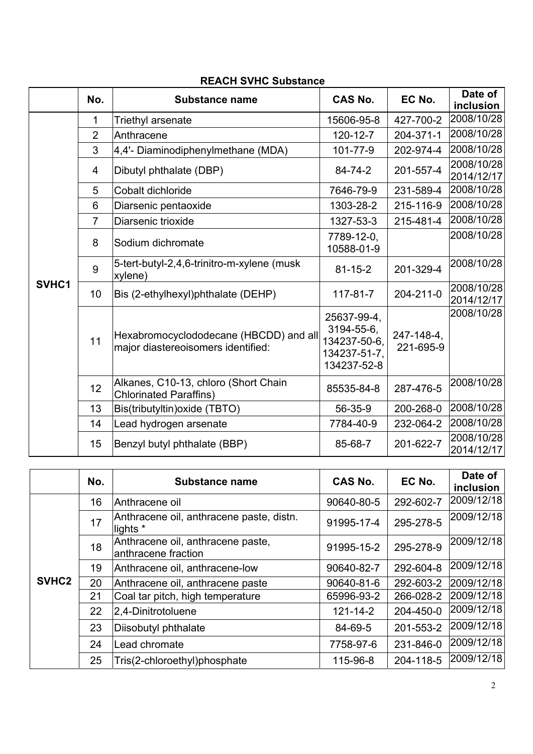**REACH SVHC Substance**

| | No. | Substance name | CAS No. | EC No. | Date of inclusion |
|---|---|---|---|---|---|
| SVHC1 | 1 | Triethyl arsenate | 15606-95-8 | 427-700-2 | 2008/10/28 |
| | 2 | Anthracene | 120-12-7 | 204-371-1 | 2008/10/28 |
| | 3 | 4,4'- Diaminodiphenylmethane (MDA) | 101-77-9 | 202-974-4 | 2008/10/28 |
| | 4 | Dibutyl phthalate (DBP) | 84-74-2 | 201-557-4 | 2008/10/28 2014/12/17 |
| | 5 | Cobalt dichloride | 7646-79-9 | 231-589-4 | 2008/10/28 |
| | 6 | Diarsenic pentaoxide | 1303-28-2 | 215-116-9 | 2008/10/28 |
| | 7 | Diarsenic trioxide | 1327-53-3 | 215-481-4 | 2008/10/28 |
| | 8 | Sodium dichromate | 7789-12-0, 10588-01-9 | | 2008/10/28 |
| | 9 | 5-tert-butyl-2,4,6-trinitro-m-xylene (musk xylene) | 81-15-2 | 201-329-4 | 2008/10/28 |
| | 10 | Bis (2-ethylhexyl)phthalate (DEHP) | 117-81-7 | 204-211-0 | 2008/10/28 2014/12/17 |
| | 11 | Hexabromocyclododecane (HBCDD) and all major diastereoisomers identified: | 25637-99-4, 3194-55-6, 134237-50-6, 134237-51-7, 134237-52-8 | 247-148-4, 221-695-9 | 2008/10/28 |
| | 12 | Alkanes, C10-13, chloro (Short Chain Chlorinated Paraffins) | 85535-84-8 | 287-476-5 | 2008/10/28 |
| | 13 | Bis(tributyltin)oxide (TBTO) | 56-35-9 | 200-268-0 | 2008/10/28 |
| | 14 | Lead hydrogen arsenate | 7784-40-9 | 232-064-2 | 2008/10/28 |
| | 15 | Benzyl butyl phthalate (BBP) | 85-68-7 | 201-622-7 | 2008/10/28 2014/12/17 |

| | No. | Substance name | CAS No. | EC No. | Date of inclusion |
|---|---|---|---|---|---|
| SVHC2 | 16 | Anthracene oil | 90640-80-5 | 292-602-7 | 2009/12/18 |
| | 17 | Anthracene oil, anthracene paste, distn. lights * | 91995-17-4 | 295-278-5 | 2009/12/18 |
| | 18 | Anthracene oil, anthracene paste, anthracene fraction | 91995-15-2 | 295-278-9 | 2009/12/18 |
| | 19 | Anthracene oil, anthracene-low | 90640-82-7 | 292-604-8 | 2009/12/18 |
| | 20 | Anthracene oil, anthracene paste | 90640-81-6 | 292-603-2 | 2009/12/18 |
| | 21 | Coal tar pitch, high temperature | 65996-93-2 | 266-028-2 | 2009/12/18 |
| | 22 | 2,4-Dinitrotoluene | 121-14-2 | 204-450-0 | 2009/12/18 |
| | 23 | Diisobutyl phthalate | 84-69-5 | 201-553-2 | 2009/12/18 |
| | 24 | Lead chromate | 7758-97-6 | 231-846-0 | 2009/12/18 |
| | 25 | Tris(2-chloroethyl)phosphate | 115-96-8 | 204-118-5 | 2009/12/18 |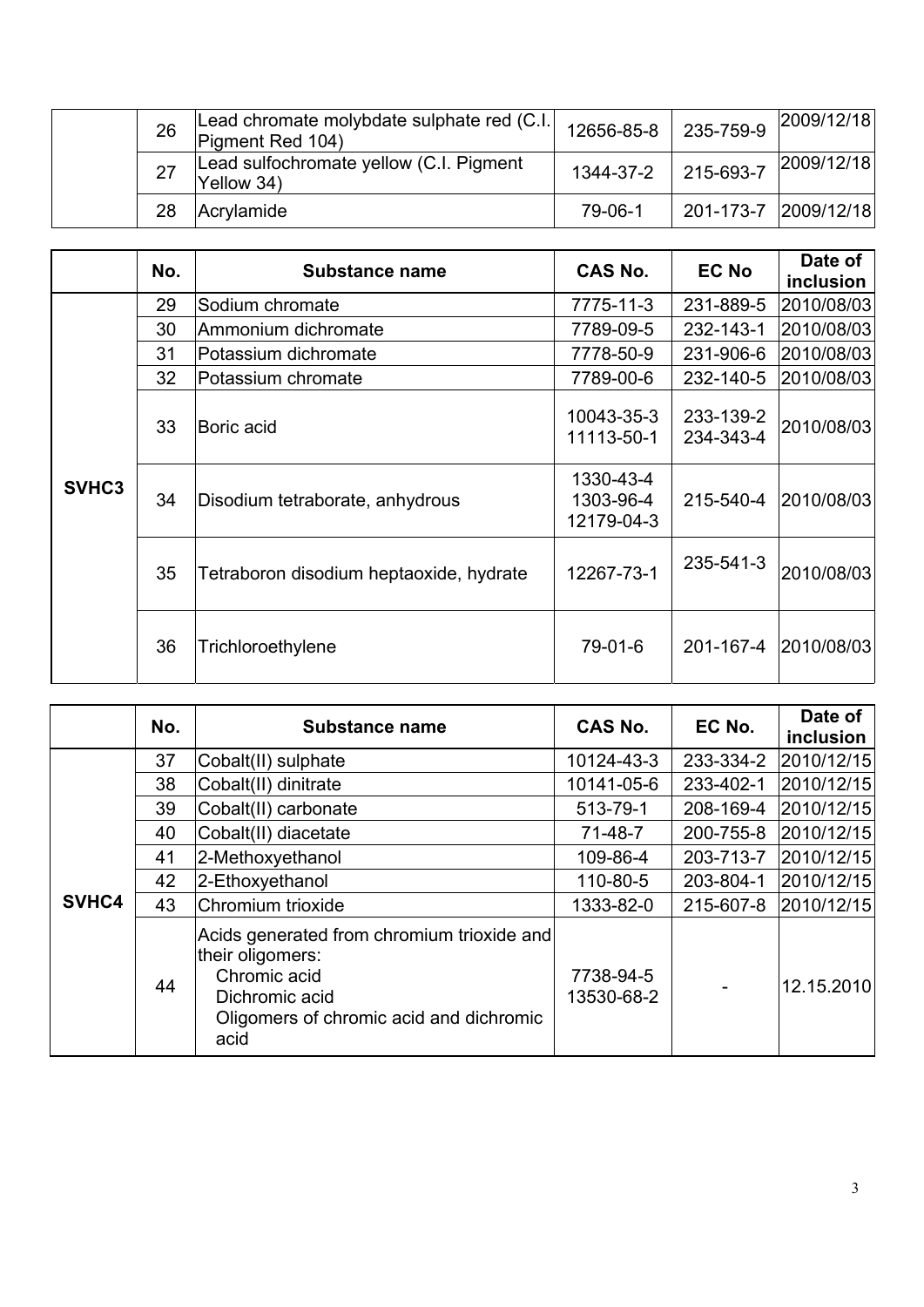| | No. | Substance name | CAS No. | EC No | Date of inclusion |
|---|---|---|---|---|---|
| | 26 | Lead chromate molybdate sulphate red (C.I. Pigment Red 104) | 12656-85-8 | 235-759-9 | 2009/12/18 |
| | 27 | Lead sulfochromate yellow (C.I. Pigment Yellow 34) | 1344-37-2 | 215-693-7 | 2009/12/18 |
| | 28 | Acrylamide | 79-06-1 | 201-173-7 | 2009/12/18 |

| | No. | Substance name | CAS No. | EC No | Date of inclusion |
|---|---|---|---|---|---|
| SVHC3 | 29 | Sodium chromate | 7775-11-3 | 231-889-5 | 2010/08/03 |
| | 30 | Ammonium dichromate | 7789-09-5 | 232-143-1 | 2010/08/03 |
| | 31 | Potassium dichromate | 7778-50-9 | 231-906-6 | 2010/08/03 |
| | 32 | Potassium chromate | 7789-00-6 | 232-140-5 | 2010/08/03 |
| | 33 | Boric acid | 10043-35-3<br>11113-50-1 | 233-139-2<br>234-343-4 | 2010/08/03 |
| | 34 | Disodium tetraborate, anhydrous | 1330-43-4<br>1303-96-4<br>12179-04-3 | 215-540-4 | 2010/08/03 |
| | 35 | Tetraboron disodium heptaoxide, hydrate | 12267-73-1 | 235-541-3 | 2010/08/03 |
| | 36 | Trichloroethylene | 79-01-6 | 201-167-4 | 2010/08/03 |

| | No. | Substance name | CAS No. | EC No. | Date of inclusion |
|---|---|---|---|---|---|
| SVHC4 | 37 | Cobalt(II) sulphate | 10124-43-3 | 233-334-2 | 2010/12/15 |
| | 38 | Cobalt(II) dinitrate | 10141-05-6 | 233-402-1 | 2010/12/15 |
| | 39 | Cobalt(II) carbonate | 513-79-1 | 208-169-4 | 2010/12/15 |
| | 40 | Cobalt(II) diacetate | 71-48-7 | 200-755-8 | 2010/12/15 |
| | 41 | 2-Methoxyethanol | 109-86-4 | 203-713-7 | 2010/12/15 |
| | 42 | 2-Ethoxyethanol | 110-80-5 | 203-804-1 | 2010/12/15 |
| | 43 | Chromium trioxide | 1333-82-0 | 215-607-8 | 2010/12/15 |
| | 44 | Acids generated from chromium trioxide and their oligomers:<br>Chromic acid<br>Dichromic acid<br>Oligomers of chromic acid and dichromic acid | 7738-94-5<br>13530-68-2 | - | 12.15.2010 |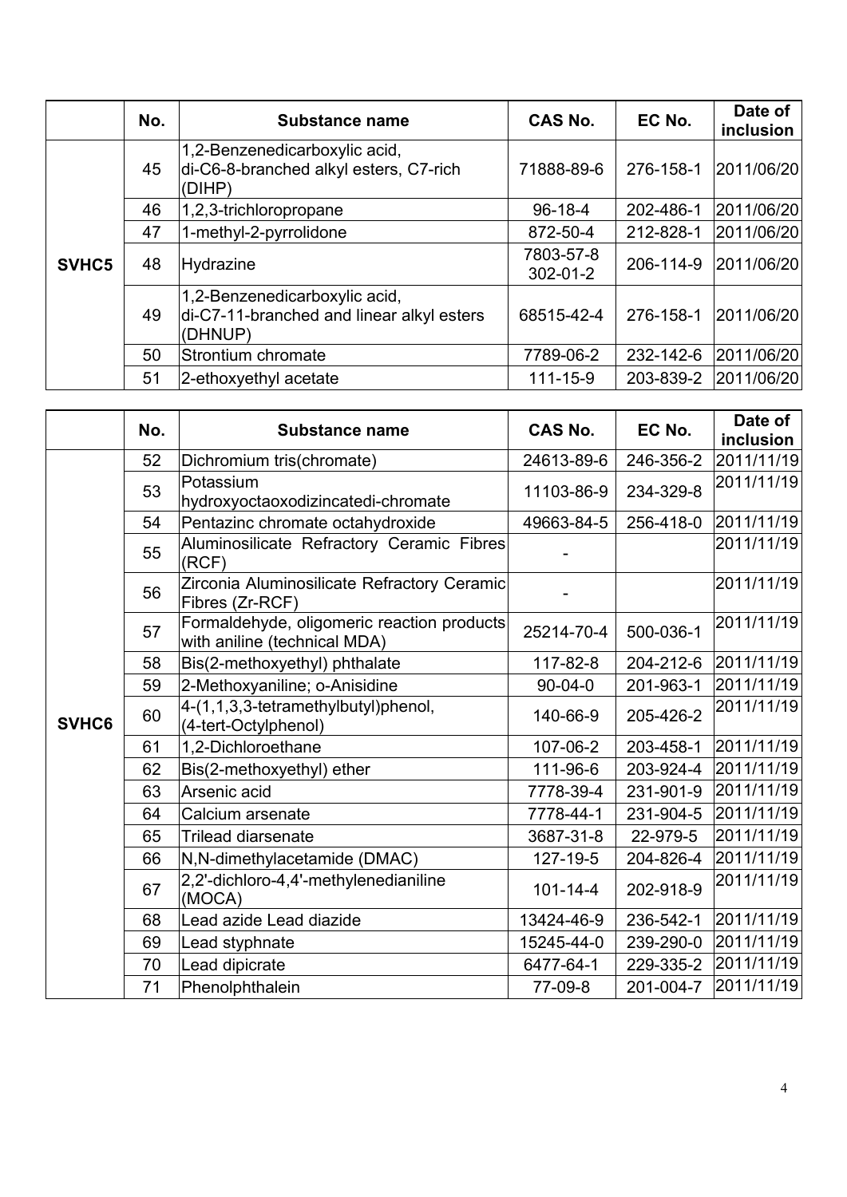| | No. | Substance name | CAS No. | EC No. | Date of inclusion |
|---|---|---|---|---|---|
| SVHC5 | 45 | 1,2-Benzenedicarboxylic acid, di-C6-8-branched alkyl esters, C7-rich (DIHP) | 71888-89-6 | 276-158-1 | 2011/06/20 |
| | 46 | 1,2,3-trichloropropane | 96-18-4 | 202-486-1 | 2011/06/20 |
| | 47 | 1-methyl-2-pyrrolidone | 872-50-4 | 212-828-1 | 2011/06/20 |
| | 48 | Hydrazine | 7803-57-8 302-01-2 | 206-114-9 | 2011/06/20 |
| | 49 | 1,2-Benzenedicarboxylic acid, di-C7-11-branched and linear alkyl esters (DHNUP) | 68515-42-4 | 276-158-1 | 2011/06/20 |
| | 50 | Strontium chromate | 7789-06-2 | 232-142-6 | 2011/06/20 |
| | 51 | 2-ethoxyethyl acetate | 111-15-9 | 203-839-2 | 2011/06/20 |

| | No. | Substance name | CAS No. | EC No. | Date of inclusion |
|---|---|---|---|---|---|
| SVHC6 | 52 | Dichromium tris(chromate) | 24613-89-6 | 246-356-2 | 2011/11/19 |
| | 53 | Potassium hydroxyoctaoxodizincatedi-chromate | 11103-86-9 | 234-329-8 | 2011/11/19 |
| | 54 | Pentazinc chromate octahydroxide | 49663-84-5 | 256-418-0 | 2011/11/19 |
| | 55 | Aluminosilicate Refractory Ceramic Fibres (RCF) | - | | 2011/11/19 |
| | 56 | Zirconia Aluminosilicate Refractory Ceramic Fibres (Zr-RCF) | - | | 2011/11/19 |
| | 57 | Formaldehyde, oligomeric reaction products with aniline (technical MDA) | 25214-70-4 | 500-036-1 | 2011/11/19 |
| | 58 | Bis(2-methoxyethyl) phthalate | 117-82-8 | 204-212-6 | 2011/11/19 |
| | 59 | 2-Methoxyaniline; o-Anisidine | 90-04-0 | 201-963-1 | 2011/11/19 |
| | 60 | 4-(1,1,3,3-tetramethylbutyl)phenol, (4-tert-Octylphenol) | 140-66-9 | 205-426-2 | 2011/11/19 |
| | 61 | 1,2-Dichloroethane | 107-06-2 | 203-458-1 | 2011/11/19 |
| | 62 | Bis(2-methoxyethyl) ether | 111-96-6 | 203-924-4 | 2011/11/19 |
| | 63 | Arsenic acid | 7778-39-4 | 231-901-9 | 2011/11/19 |
| | 64 | Calcium arsenate | 7778-44-1 | 231-904-5 | 2011/11/19 |
| | 65 | Trilead diarsenate | 3687-31-8 | 22-979-5 | 2011/11/19 |
| | 66 | N,N-dimethylacetamide (DMAC) | 127-19-5 | 204-826-4 | 2011/11/19 |
| | 67 | 2,2'-dichloro-4,4'-methylenedianiline (MOCA) | 101-14-4 | 202-918-9 | 2011/11/19 |
| | 68 | Lead azide Lead diazide | 13424-46-9 | 236-542-1 | 2011/11/19 |
| | 69 | Lead styphnate | 15245-44-0 | 239-290-0 | 2011/11/19 |
| | 70 | Lead dipicrate | 6477-64-1 | 229-335-2 | 2011/11/19 |
| | 71 | Phenolphthalein | 77-09-8 | 201-004-7 | 2011/11/19 |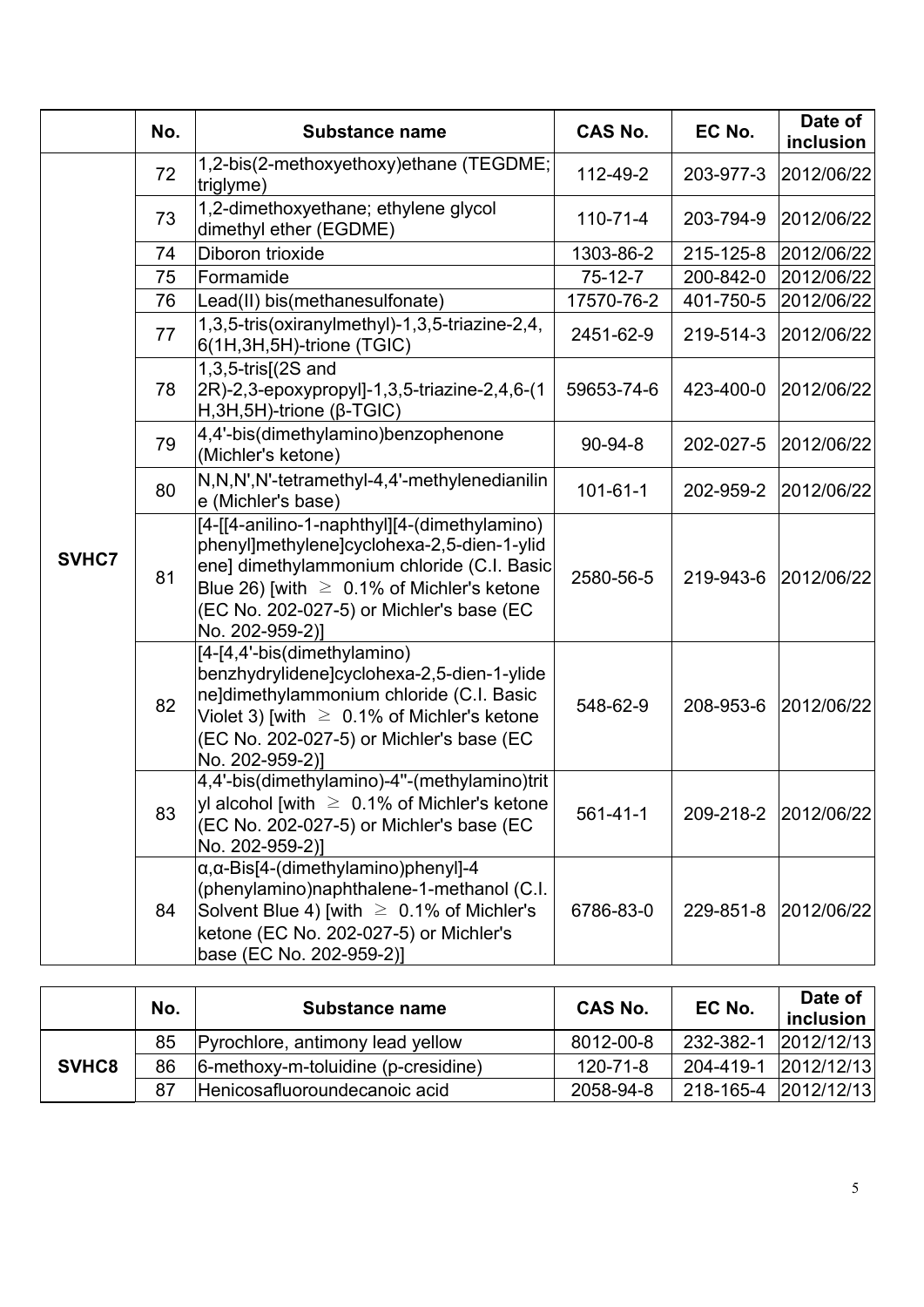|  | No. | Substance name | CAS No. | EC No. | Date of inclusion |
|---|---|---|---|---|---|
| SVHC7 | 72 | 1,2-bis(2-methoxyethoxy)ethane (TEGDME; triglyme) | 112-49-2 | 203-977-3 | 2012/06/22 |
|  | 73 | 1,2-dimethoxyethane; ethylene glycol dimethyl ether (EGDME) | 110-71-4 | 203-794-9 | 2012/06/22 |
|  | 74 | Diboron trioxide | 1303-86-2 | 215-125-8 | 2012/06/22 |
|  | 75 | Formamide | 75-12-7 | 200-842-0 | 2012/06/22 |
|  | 76 | Lead(II) bis(methanesulfonate) | 17570-76-2 | 401-750-5 | 2012/06/22 |
|  | 77 | 1,3,5-tris(oxiranylmethyl)-1,3,5-triazine-2,4,6(1H,3H,5H)-trione (TGIC) | 2451-62-9 | 219-514-3 | 2012/06/22 |
|  | 78 | 1,3,5-tris[(2S and 2R)-2,3-epoxypropyl]-1,3,5-triazine-2,4,6-(1H,3H,5H)-trione (β-TGIC) | 59653-74-6 | 423-400-0 | 2012/06/22 |
|  | 79 | 4,4'-bis(dimethylamino)benzophenone (Michler's ketone) | 90-94-8 | 202-027-5 | 2012/06/22 |
|  | 80 | N,N,N',N'-tetramethyl-4,4'-methylenedianiline (Michler's base) | 101-61-1 | 202-959-2 | 2012/06/22 |
|  | 81 | [4-[[4-anilino-1-naphthyl][4-(dimethylamino)phenyl]methylene]cyclohexa-2,5-dien-1-ylidene] dimethylammonium chloride (C.I. Basic Blue 26) [with ≥ 0.1% of Michler's ketone (EC No. 202-027-5) or Michler's base (EC No. 202-959-2)] | 2580-56-5 | 219-943-6 | 2012/06/22 |
|  | 82 | [4-[4,4'-bis(dimethylamino) benzhydrylidene]cyclohexa-2,5-dien-1-ylidene]dimethylammonium chloride (C.I. Basic Violet 3) [with ≥ 0.1% of Michler's ketone (EC No. 202-027-5) or Michler's base (EC No. 202-959-2)] | 548-62-9 | 208-953-6 | 2012/06/22 |
|  | 83 | 4,4'-bis(dimethylamino)-4''-(methylamino)trityl alcohol [with ≥ 0.1% of Michler's ketone (EC No. 202-027-5) or Michler's base (EC No. 202-959-2)] | 561-41-1 | 209-218-2 | 2012/06/22 |
|  | 84 | α,α-Bis[4-(dimethylamino)phenyl]-4 (phenylamino)naphthalene-1-methanol (C.I. Solvent Blue 4) [with ≥ 0.1% of Michler's ketone (EC No. 202-027-5) or Michler's base (EC No. 202-959-2)] | 6786-83-0 | 229-851-8 | 2012/06/22 |

|  | No. | Substance name | CAS No. | EC No. | Date of inclusion |
|---|---|---|---|---|---|
| SVHC8 | 85 | Pyrochlore, antimony lead yellow | 8012-00-8 | 232-382-1 | 2012/12/13 |
|  | 86 | 6-methoxy-m-toluidine (p-cresidine) | 120-71-8 | 204-419-1 | 2012/12/13 |
|  | 87 | Henicosafluoroundecanoic acid | 2058-94-8 | 218-165-4 | 2012/12/13 |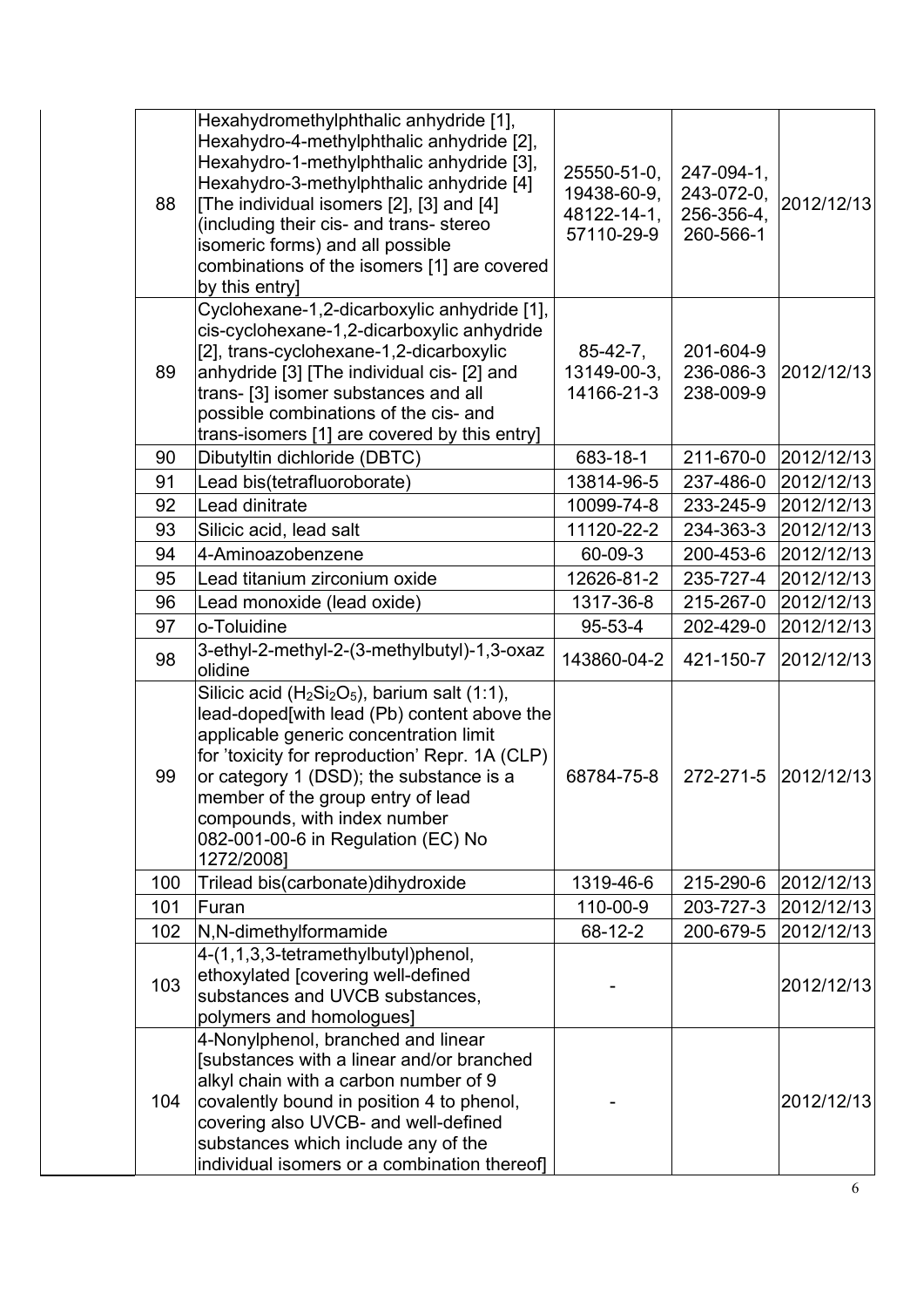| 88 | Hexahydromethylphthalic anhydride [1], Hexahydro-4-methylphthalic anhydride [2], Hexahydro-1-methylphthalic anhydride [3], Hexahydro-3-methylphthalic anhydride [4] [The individual isomers [2], [3] and [4] (including their cis- and trans- stereo isomeric forms) and all possible combinations of the isomers [1] are covered by this entry] | 25550-51-0, 19438-60-9, 48122-14-1, 57110-29-9 | 247-094-1, 243-072-0, 256-356-4, 260-566-1 | 2012/12/13 |
|---|---|---|---|---|
| 89 | Cyclohexane-1,2-dicarboxylic anhydride [1], cis-cyclohexane-1,2-dicarboxylic anhydride [2], trans-cyclohexane-1,2-dicarboxylic anhydride [3] [The individual cis- [2] and trans- [3] isomer substances and all possible combinations of the cis- and trans-isomers [1] are covered by this entry] | 85-42-7, 13149-00-3, 14166-21-3 | 201-604-9 236-086-3 238-009-9 | 2012/12/13 |
| 90 | Dibutyltin dichloride (DBTC) | 683-18-1 | 211-670-0 | 2012/12/13 |
| 91 | Lead bis(tetrafluoroborate) | 13814-96-5 | 237-486-0 | 2012/12/13 |
| 92 | Lead dinitrate | 10099-74-8 | 233-245-9 | 2012/12/13 |
| 93 | Silicic acid, lead salt | 11120-22-2 | 234-363-3 | 2012/12/13 |
| 94 | 4-Aminoazobenzene | 60-09-3 | 200-453-6 | 2012/12/13 |
| 95 | Lead titanium zirconium oxide | 12626-81-2 | 235-727-4 | 2012/12/13 |
| 96 | Lead monoxide (lead oxide) | 1317-36-8 | 215-267-0 | 2012/12/13 |
| 97 | o-Toluidine | 95-53-4 | 202-429-0 | 2012/12/13 |
| 98 | 3-ethyl-2-methyl-2-(3-methylbutyl)-1,3-oxazolidine | 143860-04-2 | 421-150-7 | 2012/12/13 |
| 99 | Silicic acid ($H_2Si_2O_5$), barium salt (1:1), lead-doped[with lead (Pb) content above the applicable generic concentration limit for 'toxicity for reproduction' Repr. 1A (CLP) or category 1 (DSD); the substance is a member of the group entry of lead compounds, with index number 082-001-00-6 in Regulation (EC) No 1272/2008] | 68784-75-8 | 272-271-5 | 2012/12/13 |
| 100 | Trilead bis(carbonate)dihydroxide | 1319-46-6 | 215-290-6 | 2012/12/13 |
| 101 | Furan | 110-00-9 | 203-727-3 | 2012/12/13 |
| 102 | N,N-dimethylformamide | 68-12-2 | 200-679-5 | 2012/12/13 |
| 103 | 4-(1,1,3,3-tetramethylbutyl)phenol, ethoxylated [covering well-defined substances and UVCB substances, polymers and homologues] | - | | 2012/12/13 |
| 104 | 4-Nonylphenol, branched and linear [substances with a linear and/or branched alkyl chain with a carbon number of 9 covalently bound in position 4 to phenol, covering also UVCB- and well-defined substances which include any of the individual isomers or a combination thereof] | - | | 2012/12/13 |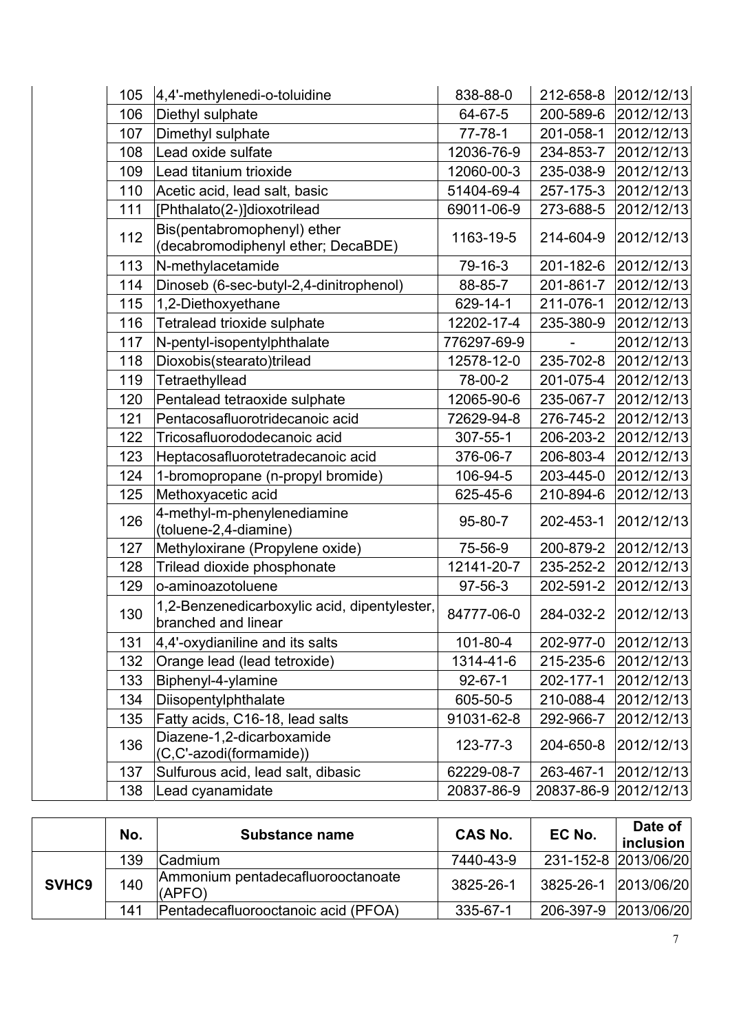| | No. | Substance name | CAS No. | EC No. | Date of inclusion |
|---|---|---|---|---|---|
| | 105 | 4,4'-methylenedi-o-toluidine | 838-88-0 | 212-658-8 | 2012/12/13 |
| | 106 | Diethyl sulphate | 64-67-5 | 200-589-6 | 2012/12/13 |
| | 107 | Dimethyl sulphate | 77-78-1 | 201-058-1 | 2012/12/13 |
| | 108 | Lead oxide sulfate | 12036-76-9 | 234-853-7 | 2012/12/13 |
| | 109 | Lead titanium trioxide | 12060-00-3 | 235-038-9 | 2012/12/13 |
| | 110 | Acetic acid, lead salt, basic | 51404-69-4 | 257-175-3 | 2012/12/13 |
| | 111 | [Phthalato(2-)]dioxotrilead | 69011-06-9 | 273-688-5 | 2012/12/13 |
| | 112 | Bis(pentabromophenyl) ether (decabromodiphenyl ether; DecaBDE) | 1163-19-5 | 214-604-9 | 2012/12/13 |
| | 113 | N-methylacetamide | 79-16-3 | 201-182-6 | 2012/12/13 |
| | 114 | Dinoseb (6-sec-butyl-2,4-dinitrophenol) | 88-85-7 | 201-861-7 | 2012/12/13 |
| | 115 | 1,2-Diethoxyethane | 629-14-1 | 211-076-1 | 2012/12/13 |
| | 116 | Tetralead trioxide sulphate | 12202-17-4 | 235-380-9 | 2012/12/13 |
| | 117 | N-pentyl-isopentylphthalate | 776297-69-9 | - | 2012/12/13 |
| | 118 | Dioxobis(stearato)trilead | 12578-12-0 | 235-702-8 | 2012/12/13 |
| | 119 | Tetraethyllead | 78-00-2 | 201-075-4 | 2012/12/13 |
| | 120 | Pentalead tetraoxide sulphate | 12065-90-6 | 235-067-7 | 2012/12/13 |
| | 121 | Pentacosafluorotridecanoic acid | 72629-94-8 | 276-745-2 | 2012/12/13 |
| | 122 | Tricosafluorododecanoic acid | 307-55-1 | 206-203-2 | 2012/12/13 |
| | 123 | Heptacosafluorotetradecanoic acid | 376-06-7 | 206-803-4 | 2012/12/13 |
| | 124 | 1-bromopropane (n-propyl bromide) | 106-94-5 | 203-445-0 | 2012/12/13 |
| | 125 | Methoxyacetic acid | 625-45-6 | 210-894-6 | 2012/12/13 |
| | 126 | 4-methyl-m-phenylenediamine (toluene-2,4-diamine) | 95-80-7 | 202-453-1 | 2012/12/13 |
| | 127 | Methyloxirane (Propylene oxide) | 75-56-9 | 200-879-2 | 2012/12/13 |
| | 128 | Trilead dioxide phosphonate | 12141-20-7 | 235-252-2 | 2012/12/13 |
| | 129 | o-aminoazotoluene | 97-56-3 | 202-591-2 | 2012/12/13 |
| | 130 | 1,2-Benzenedicarboxylic acid, dipentylester, branched and linear | 84777-06-0 | 284-032-2 | 2012/12/13 |
| | 131 | 4,4'-oxydianiline and its salts | 101-80-4 | 202-977-0 | 2012/12/13 |
| | 132 | Orange lead (lead tetroxide) | 1314-41-6 | 215-235-6 | 2012/12/13 |
| | 133 | Biphenyl-4-ylamine | 92-67-1 | 202-177-1 | 2012/12/13 |
| | 134 | Diisopentylphthalate | 605-50-5 | 210-088-4 | 2012/12/13 |
| | 135 | Fatty acids, C16-18, lead salts | 91031-62-8 | 292-966-7 | 2012/12/13 |
| | 136 | Diazene-1,2-dicarboxamide (C,C'-azodi(formamide)) | 123-77-3 | 204-650-8 | 2012/12/13 |
| | 137 | Sulfurous acid, lead salt, dibasic | 62229-08-7 | 263-467-1 | 2012/12/13 |
| | 138 | Lead cyanamidate | 20837-86-9 | 20837-86-9 | 2012/12/13 |

| | No. | Substance name | CAS No. | EC No. | Date of inclusion |
|---|---|---|---|---|---|
| **SVHC9** | 139 | Cadmium | 7440-43-9 | 231-152-8 | 2013/06/20 |
| | 140 | Ammonium pentadecafluorooctanoate (APFO) | 3825-26-1 | 3825-26-1 | 2013/06/20 |
| | 141 | Pentadecafluorooctanoic acid (PFOA) | 335-67-1 | 206-397-9 | 2013/06/20 |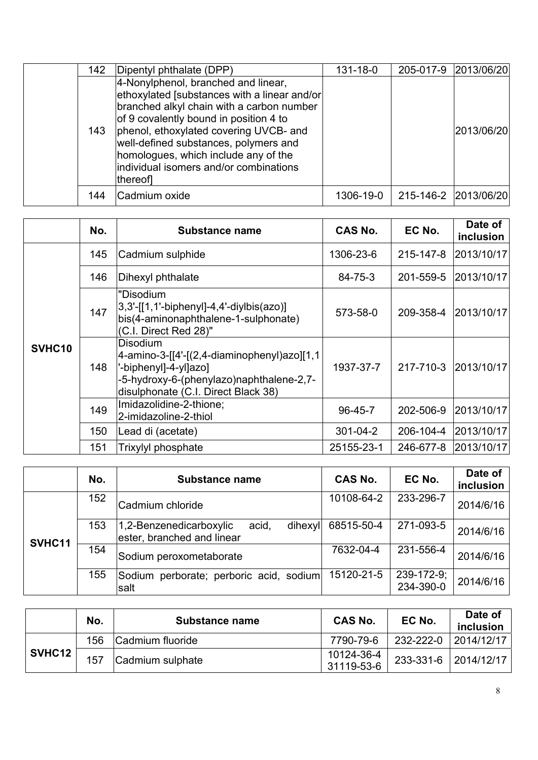| | No. | Substance name | CAS No. | EC No. | Date of inclusion |
|---|---|---|---|---|---|
| | 142 | Dipentyl phthalate (DPP) | 131-18-0 | 205-017-9 | 2013/06/20 |
| | 143 | 4-Nonylphenol, branched and linear, ethoxylated [substances with a linear and/or branched alkyl chain with a carbon number of 9 covalently bound in position 4 to phenol, ethoxylated covering UVCB- and well-defined substances, polymers and homologues, which include any of the individual isomers and/or combinations thereof] | | | 2013/06/20 |
| | 144 | Cadmium oxide | 1306-19-0 | 215-146-2 | 2013/06/20 |

| | No. | Substance name | CAS No. | EC No. | Date of inclusion |
|---|---|---|---|---|---|
| SVHC10 | 145 | Cadmium sulphide | 1306-23-6 | 215-147-8 | 2013/10/17 |
| | 146 | Dihexyl phthalate | 84-75-3 | 201-559-5 | 2013/10/17 |
| | 147 | "Disodium 3,3'-[[1,1'-biphenyl]-4,4'-diylbis(azo)] bis(4-aminonaphthalene-1-sulphonate) (C.I. Direct Red 28)" | 573-58-0 | 209-358-4 | 2013/10/17 |
| | 148 | Disodium 4-amino-3-[[4'-[(2,4-diaminophenyl)azo][1,1'-biphenyl]-4-yl]azo] -5-hydroxy-6-(phenylazo)naphthalene-2,7-disulphonate (C.I. Direct Black 38) | 1937-37-7 | 217-710-3 | 2013/10/17 |
| | 149 | Imidazolidine-2-thione; 2-imidazoline-2-thiol | 96-45-7 | 202-506-9 | 2013/10/17 |
| | 150 | Lead di (acetate) | 301-04-2 | 206-104-4 | 2013/10/17 |
| | 151 | Trixylyl phosphate | 25155-23-1 | 246-677-8 | 2013/10/17 |

| | No. | Substance name | CAS No. | EC No. | Date of inclusion |
|---|---|---|---|---|---|
| SVHC11 | 152 | Cadmium chloride | 10108-64-2 | 233-296-7 | 2014/6/16 |
| | 153 | 1,2-Benzenedicarboxylic acid, dihexyl ester, branched and linear | 68515-50-4 | 271-093-5 | 2014/6/16 |
| | 154 | Sodium peroxometaborate | 7632-04-4 | 231-556-4 | 2014/6/16 |
| | 155 | Sodium perborate; perboric acid, sodium salt | 15120-21-5 | 239-172-9; 234-390-0 | 2014/6/16 |

| | No. | Substance name | CAS No. | EC No. | Date of inclusion |
|---|---|---|---|---|---|
| SVHC12 | 156 | Cadmium fluoride | 7790-79-6 | 232-222-0 | 2014/12/17 |
| | 157 | Cadmium sulphate | 10124-36-4 31119-53-6 | 233-331-6 | 2014/12/17 |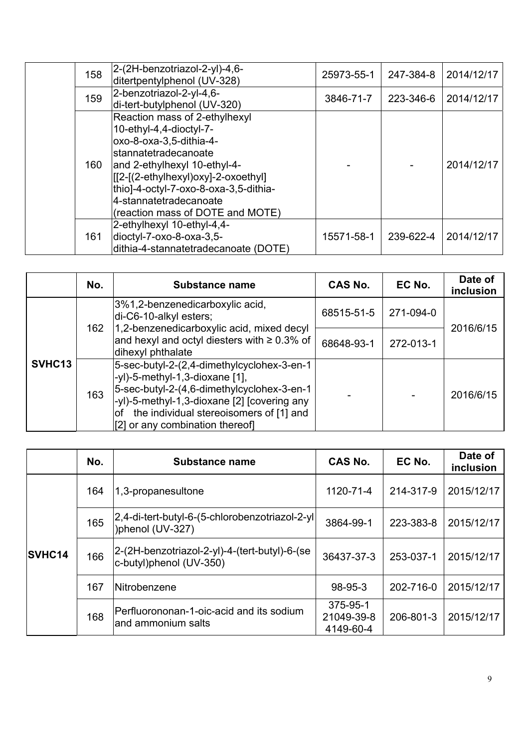| | No. | Substance name | CAS No. | EC No. | Date of inclusion |
|---|---|---|---|---|---|
| | 158 | 2-(2H-benzotriazol-2-yl)-4,6-ditertpentylphenol (UV-328) | 25973-55-1 | 247-384-8 | 2014/12/17 |
| | 159 | 2-benzotriazol-2-yl-4,6-di-tert-butylphenol (UV-320) | 3846-71-7 | 223-346-6 | 2014/12/17 |
| | 160 | Reaction mass of 2-ethylhexyl 10-ethyl-4,4-dioctyl-7-oxo-8-oxa-3,5-dithia-4-stannatetradecanoate and 2-ethylhexyl 10-ethyl-4-[[2-[(2-ethylhexyl)oxy]-2-oxoethyl]thio]-4-octyl-7-oxo-8-oxa-3,5-dithia-4-stannatetradecanoate (reaction mass of DOTE and MOTE) | - | - | 2014/12/17 |
| | 161 | 2-ethylhexyl 10-ethyl-4,4-dioctyl-7-oxo-8-oxa-3,5-dithia-4-stannatetradecanoate (DOTE) | 15571-58-1 | 239-622-4 | 2014/12/17 |

| | No. | Substance name | CAS No. | EC No. | Date of inclusion |
|---|---|---|---|---|---|
| SVHC13 | 162 | 3%1,2-benzenedicarboxylic acid, di-C6-10-alkyl esters; 1,2-benzenedicarboxylic acid, mixed decyl and hexyl and octyl diesters with ≥ 0.3% of dihexyl phthalate | 68515-51-5 | 271-094-0 | 2016/6/15 |
| | | | 68648-93-1 | 272-013-1 | |
| | 163 | 5-sec-butyl-2-(2,4-dimethylcyclohex-3-en-1-yl)-5-methyl-1,3-dioxane [1], 5-sec-butyl-2-(4,6-dimethylcyclohex-3-en-1-yl)-5-methyl-1,3-dioxane [2] [covering any of the individual stereoisomers of [1] and [2] or any combination thereof] | - | - | 2016/6/15 |

| | No. | Substance name | CAS No. | EC No. | Date of inclusion |
|---|---|---|---|---|---|
| SVHC14 | 164 | 1,3-propanesultone | 1120-71-4 | 214-317-9 | 2015/12/17 |
| | 165 | 2,4-di-tert-butyl-6-(5-chlorobenzotriazol-2-yl)phenol (UV-327) | 3864-99-1 | 223-383-8 | 2015/12/17 |
| | 166 | 2-(2H-benzotriazol-2-yl)-4-(tert-butyl)-6-(sec-butyl)phenol (UV-350) | 36437-37-3 | 253-037-1 | 2015/12/17 |
| | 167 | Nitrobenzene | 98-95-3 | 202-716-0 | 2015/12/17 |
| | 168 | Perfluorononan-1-oic-acid and its sodium and ammonium salts | 375-95-1<br>21049-39-8<br>4149-60-4 | 206-801-3 | 2015/12/17 |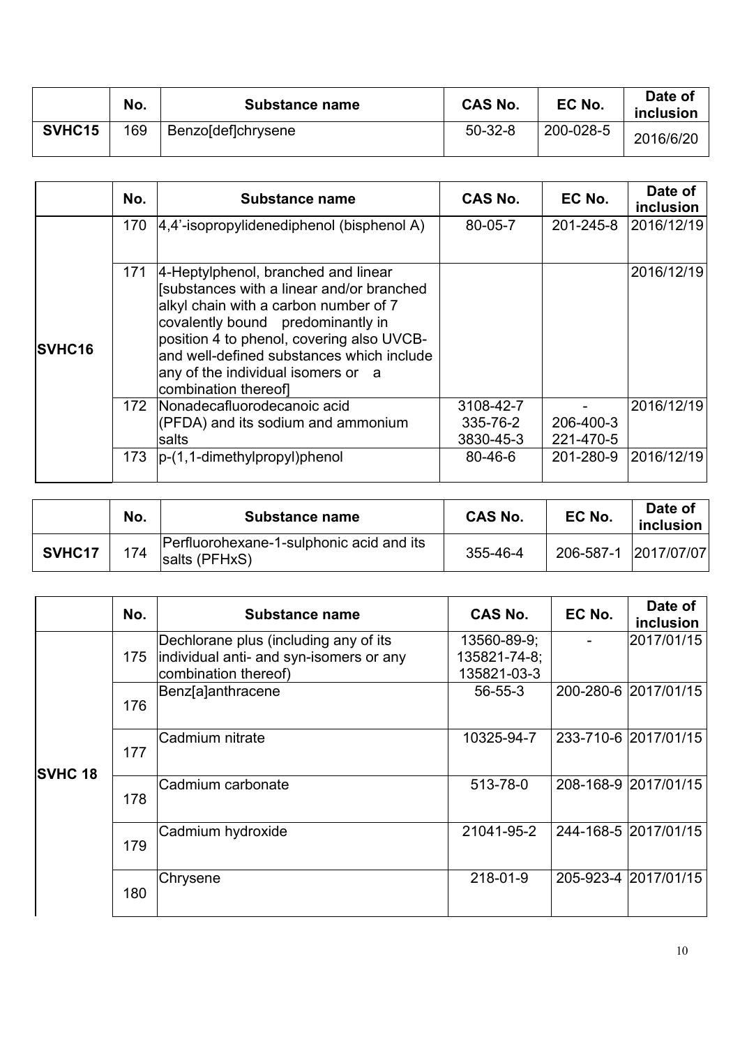| | No. | Substance name | CAS No. | EC No. | Date of inclusion |
|---|---|---|---|---|---|
| SVHC15 | 169 | Benzo[def]chrysene | 50-32-8 | 200-028-5 | 2016/6/20 |

| | No. | Substance name | CAS No. | EC No. | Date of inclusion |
|---|---|---|---|---|---|
| SVHC16 | 170 | 4,4'-isopropylidenediphenol (bisphenol A) | 80-05-7 | 201-245-8 | 2016/12/19 |
| | 171 | 4-Heptylphenol, branched and linear [substances with a linear and/or branched alkyl chain with a carbon number of 7 covalently bound predominantly in position 4 to phenol, covering also UVCB- and well-defined substances which include any of the individual isomers or a combination thereof] | | | 2016/12/19 |
| | 172 | Nonadecafluorodecanoic acid (PFDA) and its sodium and ammonium salts | 3108-42-7<br>335-76-2<br>3830-45-3 | -<br>206-400-3<br>221-470-5 | 2016/12/19 |
| | 173 | p-(1,1-dimethylpropyl)phenol | 80-46-6 | 201-280-9 | 2016/12/19 |

| | No. | Substance name | CAS No. | EC No. | Date of inclusion |
|---|---|---|---|---|---|
| SVHC17 | 174 | Perfluorohexane-1-sulphonic acid and its salts (PFHxS) | 355-46-4 | 206-587-1 | 2017/07/07 |

| | No. | Substance name | CAS No. | EC No. | Date of inclusion |
|---|---|---|---|---|---|
| SVHC 18 | 175 | Dechlorane plus (including any of its individual anti- and syn-isomers or any combination thereof) | 13560-89-9;<br>135821-74-8;<br>135821-03-3 | - | 2017/01/15 |
| | 176 | Benz[a]anthracene | 56-55-3 | 200-280-6 | 2017/01/15 |
| | 177 | Cadmium nitrate | 10325-94-7 | 233-710-6 | 2017/01/15 |
| | 178 | Cadmium carbonate | 513-78-0 | 208-168-9 | 2017/01/15 |
| | 179 | Cadmium hydroxide | 21041-95-2 | 244-168-5 | 2017/01/15 |
| | 180 | Chrysene | 218-01-9 | 205-923-4 | 2017/01/15 |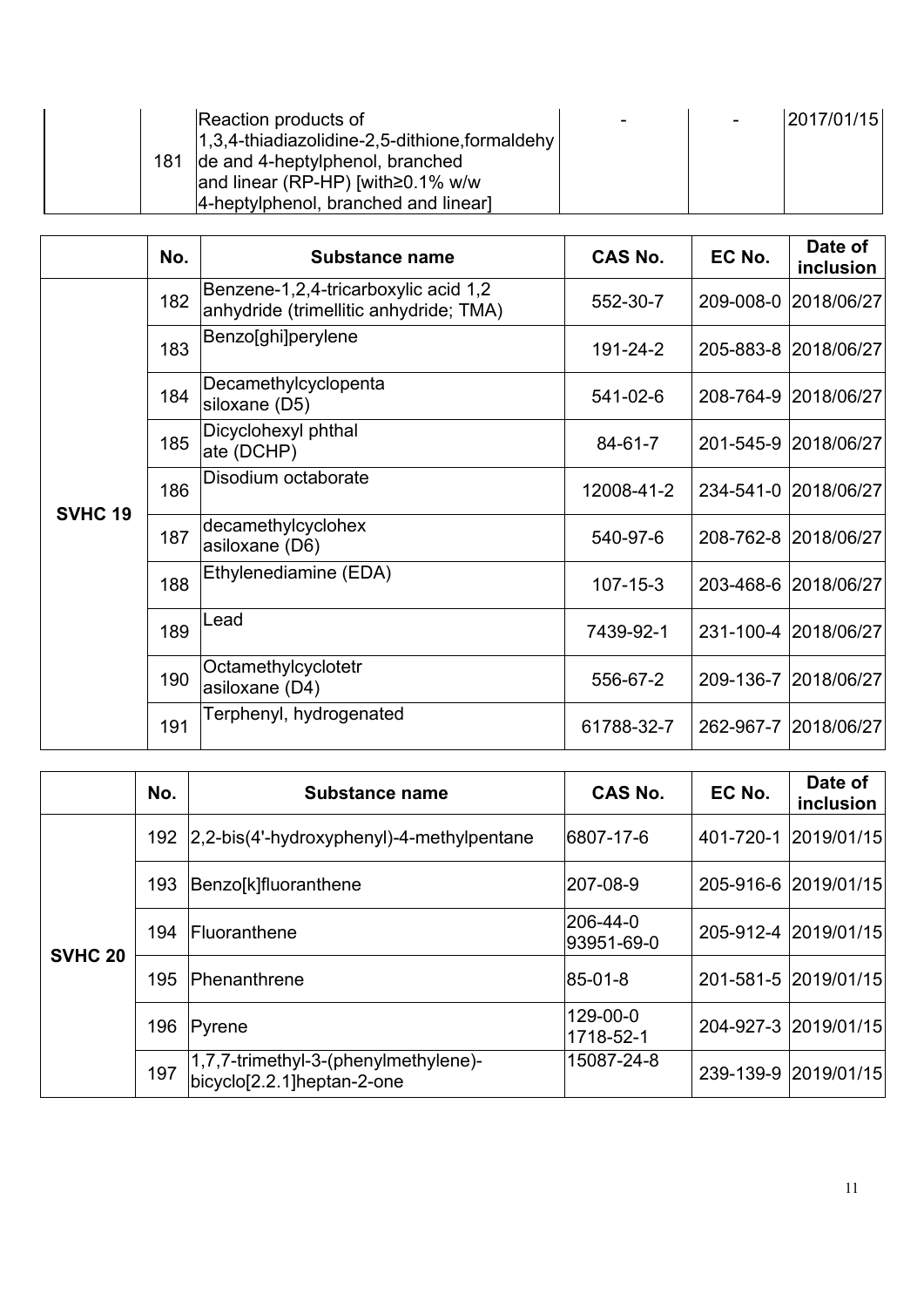|  | No. | Substance name | CAS No. | EC No. | Date of inclusion |
|---|---|---|---|---|---|
|  | 181 | Reaction products of 1,3,4-thiadiazolidine-2,5-dithione,formaldehyde and 4-heptylphenol, branched and linear (RP-HP) [with≥0.1% w/w 4-heptylphenol, branched and linear] | - | - | 2017/01/15 |

|  | No. | Substance name | CAS No. | EC No. | Date of inclusion |
|---|---|---|---|---|---|
| SVHC 19 | 182 | Benzene-1,2,4-tricarboxylic acid 1,2 anhydride (trimellitic anhydride; TMA) | 552-30-7 | 209-008-0 | 2018/06/27 |
|  | 183 | Benzo[ghi]perylene | 191-24-2 | 205-883-8 | 2018/06/27 |
|  | 184 | Decamethylcyclopenta siloxane (D5) | 541-02-6 | 208-764-9 | 2018/06/27 |
|  | 185 | Dicyclohexyl phthal ate (DCHP) | 84-61-7 | 201-545-9 | 2018/06/27 |
|  | 186 | Disodium octaborate | 12008-41-2 | 234-541-0 | 2018/06/27 |
|  | 187 | decamethylcyclohex asiloxane (D6) | 540-97-6 | 208-762-8 | 2018/06/27 |
|  | 188 | Ethylenediamine (EDA) | 107-15-3 | 203-468-6 | 2018/06/27 |
|  | 189 | Lead | 7439-92-1 | 231-100-4 | 2018/06/27 |
|  | 190 | Octamethylcyclotetr asiloxane (D4) | 556-67-2 | 209-136-7 | 2018/06/27 |
|  | 191 | Terphenyl, hydrogenated | 61788-32-7 | 262-967-7 | 2018/06/27 |

|  | No. | Substance name | CAS No. | EC No. | Date of inclusion |
|---|---|---|---|---|---|
| SVHC 20 | 192 | 2,2-bis(4'-hydroxyphenyl)-4-methylpentane | 6807-17-6 | 401-720-1 | 2019/01/15 |
|  | 193 | Benzo[k]fluoranthene | 207-08-9 | 205-916-6 | 2019/01/15 |
|  | 194 | Fluoranthene | 206-44-0 93951-69-0 | 205-912-4 | 2019/01/15 |
|  | 195 | Phenanthrene | 85-01-8 | 201-581-5 | 2019/01/15 |
|  | 196 | Pyrene | 129-00-0 1718-52-1 | 204-927-3 | 2019/01/15 |
|  | 197 | 1,7,7-trimethyl-3-(phenylmethylene)-bicyclo[2.2.1]heptan-2-one | 15087-24-8 | 239-139-9 | 2019/01/15 |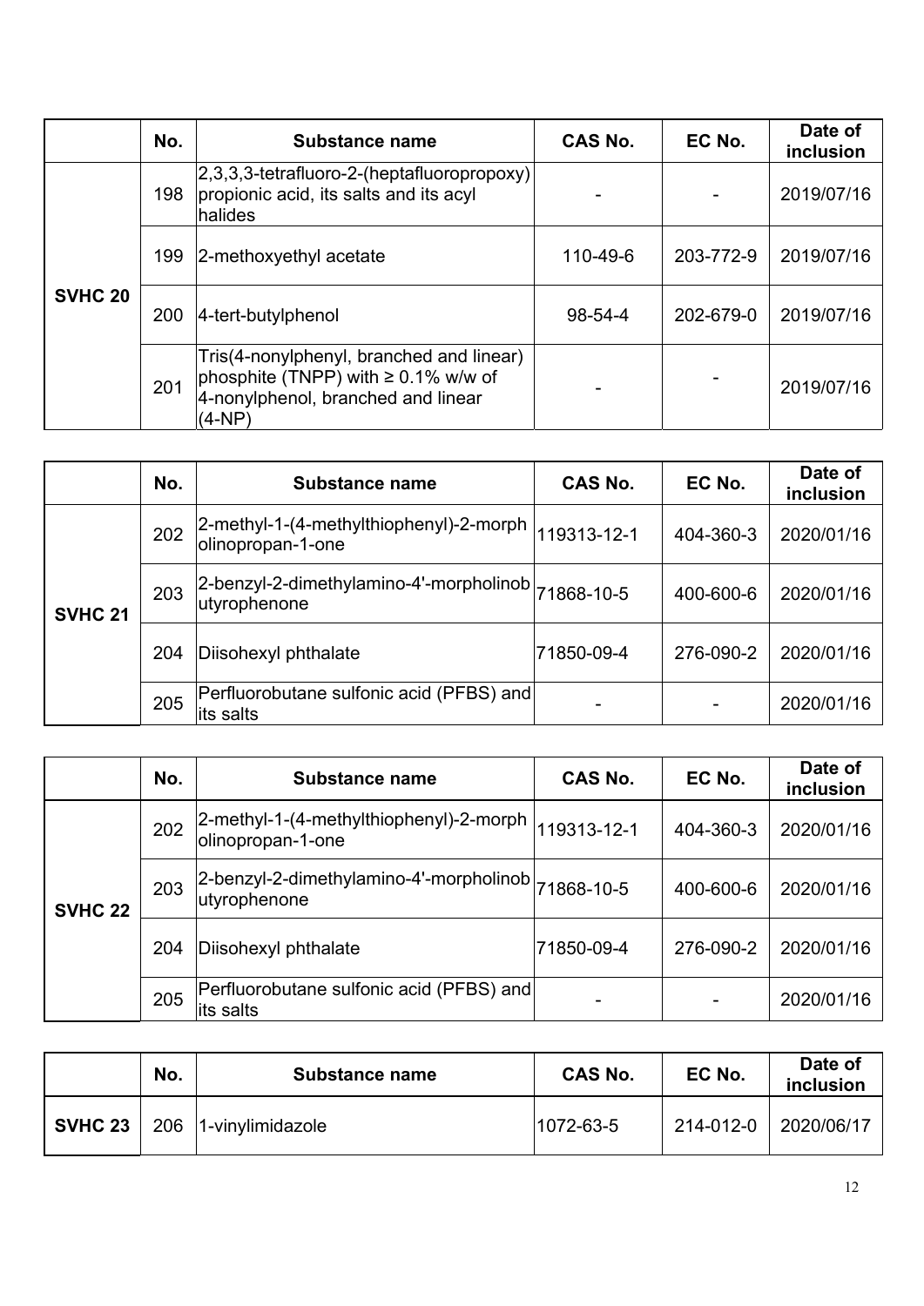|  | No. | Substance name | CAS No. | EC No. | Date of inclusion |
|---|---|---|---|---|---|
| **SVHC 20** | 198 | 2,3,3,3-tetrafluoro-2-(heptafluoropropoxy) propionic acid, its salts and its acyl halides | - | - | 2019/07/16 |
|  | 199 | 2-methoxyethyl acetate | 110-49-6 | 203-772-9 | 2019/07/16 |
|  | 200 | 4-tert-butylphenol | 98-54-4 | 202-679-0 | 2019/07/16 |
|  | 201 | Tris(4-nonylphenyl, branched and linear) phosphite (TNPP) with ≥ 0.1% w/w of 4-nonylphenol, branched and linear (4-NP) | - | - | 2019/07/16 |

|  | No. | Substance name | CAS No. | EC No. | Date of inclusion |
|---|---|---|---|---|---|
| **SVHC 21** | 202 | 2-methyl-1-(4-methylthiophenyl)-2-morpholinopropan-1-one | 119313-12-1 | 404-360-3 | 2020/01/16 |
|  | 203 | 2-benzyl-2-dimethylamino-4'-morpholinobutyrophenone | 71868-10-5 | 400-600-6 | 2020/01/16 |
|  | 204 | Diisohexyl phthalate | 71850-09-4 | 276-090-2 | 2020/01/16 |
|  | 205 | Perfluorobutane sulfonic acid (PFBS) and its salts | - | - | 2020/01/16 |

|  | No. | Substance name | CAS No. | EC No. | Date of inclusion |
|---|---|---|---|---|---|
| **SVHC 22** | 202 | 2-methyl-1-(4-methylthiophenyl)-2-morpholinopropan-1-one | 119313-12-1 | 404-360-3 | 2020/01/16 |
|  | 203 | 2-benzyl-2-dimethylamino-4'-morpholinobutyrophenone | 71868-10-5 | 400-600-6 | 2020/01/16 |
|  | 204 | Diisohexyl phthalate | 71850-09-4 | 276-090-2 | 2020/01/16 |
|  | 205 | Perfluorobutane sulfonic acid (PFBS) and its salts | - | - | 2020/01/16 |

|  | No. | Substance name | CAS No. | EC No. | Date of inclusion |
|---|---|---|---|---|---|
| **SVHC 23** | 206 | 1-vinylimidazole | 1072-63-5 | 214-012-0 | 2020/06/17 |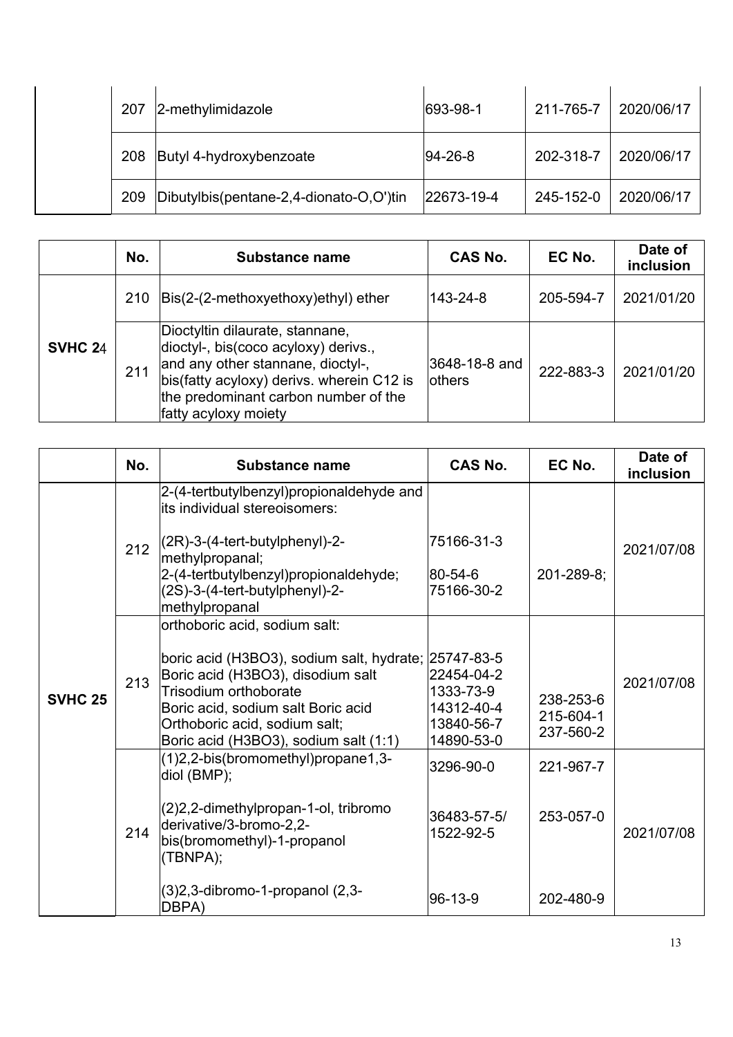| | No. | Substance name | CAS No. | EC No. | Date of inclusion |
|---|---|---|---|---|---|
| | 207 | 2-methylimidazole | 693-98-1 | 211-765-7 | 2020/06/17 |
| | 208 | Butyl 4-hydroxybenzoate | 94-26-8 | 202-318-7 | 2020/06/17 |
| | 209 | Dibutylbis(pentane-2,4-dionato-O,O')tin | 22673-19-4 | 245-152-0 | 2020/06/17 |

| | No. | Substance name | CAS No. | EC No. | Date of inclusion |
|---|---|---|---|---|---|
| **SVHC 24** | 210 | Bis(2-(2-methoxyethoxy)ethyl) ether | 143-24-8 | 205-594-7 | 2021/01/20 |
| | 211 | Dioctyltin dilaurate, stannane, dioctyl-, bis(coco acyloxy) derivs., and any other stannane, dioctyl-, bis(fatty acyloxy) derivs. wherein C12 is the predominant carbon number of the fatty acyloxy moiety | 3648-18-8 and others | 222-883-3 | 2021/01/20 |

| | No. | Substance name | CAS No. | EC No. | Date of inclusion |
|---|---|---|---|---|---|
| **SVHC 25** | 212 | 2-(4-tertbutylbenzyl)propionaldehyde and its individual stereoisomers:<br><br>(2R)-3-(4-tert-butylphenyl)-2-methylpropanal;<br>2-(4-tertbutylbenzyl)propionaldehyde;<br>(2S)-3-(4-tert-butylphenyl)-2-methylpropanal | 75166-31-3<br>80-54-6<br>75166-30-2 | 201-289-8; | 2021/07/08 |
| | 213 | orthoboric acid, sodium salt:<br><br>boric acid (H3BO3), sodium salt, hydrate;<br>Boric acid (H3BO3), disodium salt<br>Trisodium orthoborate<br>Boric acid, sodium salt Boric acid<br>Orthoboric acid, sodium salt;<br>Boric acid (H3BO3), sodium salt (1:1) | 25747-83-5<br>22454-04-2<br>1333-73-9<br>14312-40-4<br>13840-56-7<br>14890-53-0 | 238-253-6<br>215-604-1<br>237-560-2 | 2021/07/08 |
| | 214 | (1)2,2-bis(bromomethyl)propane1,3-diol (BMP);<br><br>(2)2,2-dimethylpropan-1-ol, tribromo derivative/3-bromo-2,2-bis(bromomethyl)-1-propanol (TBNPA);<br><br>(3)2,3-dibromo-1-propanol (2,3-DBPA) | 3296-90-0<br><br>36483-57-5/<br>1522-92-5<br><br>96-13-9 | 221-967-7<br><br>253-057-0<br><br>202-480-9 | 2021/07/08 |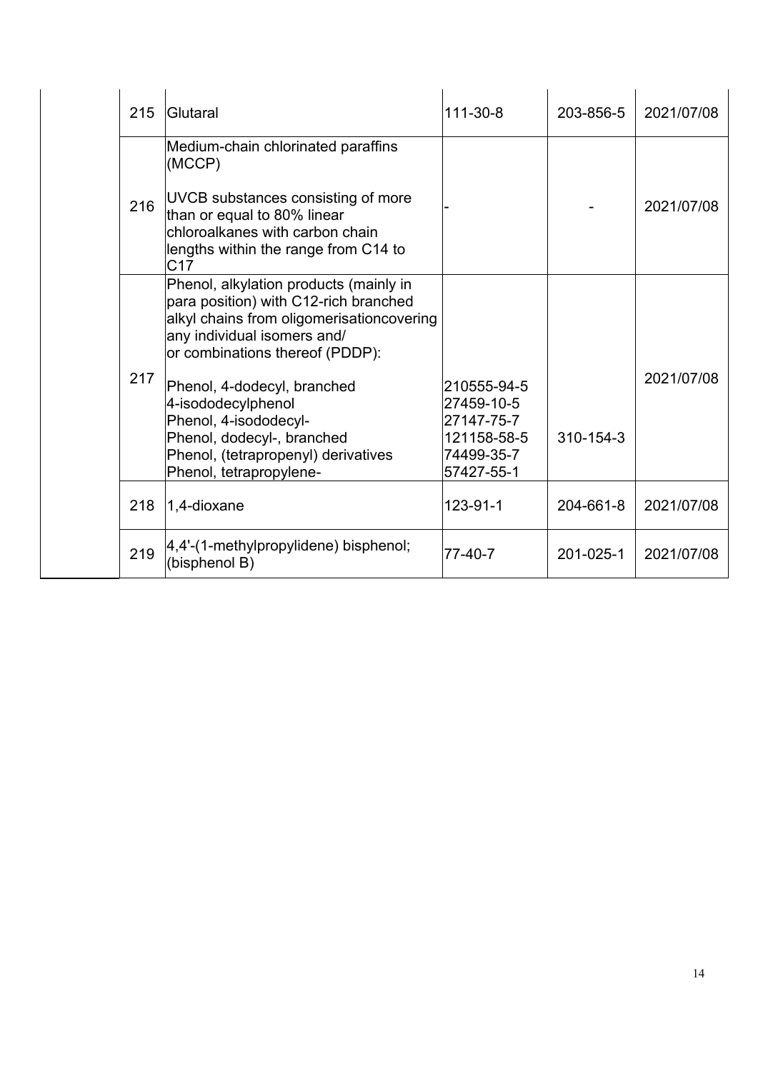| | | | | | |
|---|---|---|---|---|---|
| | 215 | Glutaral | 111-30-8 | 203-856-5 | 2021/07/08 |
| | 216 | Medium-chain chlorinated paraffins (MCCP)<br><br>UVCB substances consisting of more than or equal to 80% linear chloroalkanes with carbon chain lengths within the range from C14 to C17 | - | - | 2021/07/08 |
| | 217 | Phenol, alkylation products (mainly in para position) with C12-rich branched alkyl chains from oligomerisationcovering any individual isomers and/ or combinations thereof (PDDP):<br><br>Phenol, 4-dodecyl, branched<br>4-isododecylphenol<br>Phenol, 4-isododecyl-<br>Phenol, dodecyl-, branched<br>Phenol, (tetrapropenyl) derivatives<br>Phenol, tetrapropylene- | 210555-94-5<br>27459-10-5<br>27147-75-7<br>121158-58-5<br>74499-35-7<br>57427-55-1 | 310-154-3 | 2021/07/08 |
| | 218 | 1,4-dioxane | 123-91-1 | 204-661-8 | 2021/07/08 |
| | 219 | 4,4'-(1-methylpropylidene) bisphenol; (bisphenol B) | 77-40-7 | 201-025-1 | 2021/07/08 |